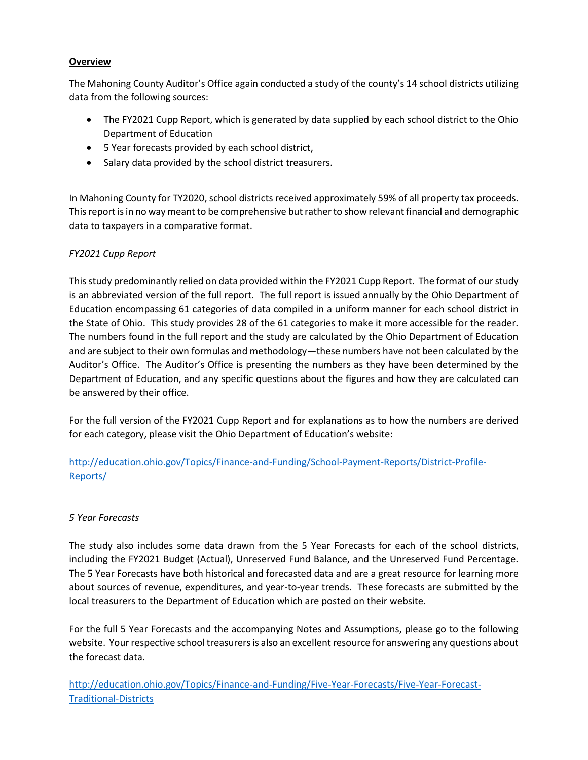**Overview**

The Mahoning County Auditor's Office again conducted a study of the county's 14 school districts utilizing data from the following sources:

- The FY2021 Cupp Report, which is generated by data supplied by each school district to the Ohio Department of Education
- 5 Year forecasts provided by each school district,
- Salary data provided by the school district treasurers.

In Mahoning County for TY2020, school districts received approximately 59% of all property tax proceeds. This report is in no way meant to be comprehensive but rather to show relevant financial and demographic data to taxpayers in a comparative format.

*FY2021 Cupp Report*

This study predominantly relied on data provided within the FY2021 Cupp Report. The format of our study is an abbreviated version of the full report. The full report is issued annually by the Ohio Department of Education encompassing 61 categories of data compiled in a uniform manner for each school district in the State of Ohio. This study provides 28 of the 61 categories to make it more accessible for the reader. The numbers found in the full report and the study are calculated by the Ohio Department of Education and are subject to their own formulas and methodology—these numbers have not been calculated by the Auditor's Office. The Auditor's Office is presenting the numbers as they have been determined by the Department of Education, and any specific questions about the figures and how they are calculated can be answered by their office.

For the full version of the FY2021 Cupp Report and for explanations as to how the numbers are derived for each category, please visit the Ohio Department of Education's website:

http://education.ohio.gov/Topics/Finance-and-Funding/School-Payment-Reports/District-Profile-Reports/

*5 Year Forecasts*

The study also includes some data drawn from the 5 Year Forecasts for each of the school districts, including the FY2021 Budget (Actual), Unreserved Fund Balance, and the Unreserved Fund Percentage. The 5 Year Forecasts have both historical and forecasted data and are a great resource for learning more about sources of revenue, expenditures, and year-to-year trends. These forecasts are submitted by the local treasurers to the Department of Education which are posted on their website.

For the full 5 Year Forecasts and the accompanying Notes and Assumptions, please go to the following website. Your respective school treasurers is also an excellent resource for answering any questions about the forecast data.

http://education.ohio.gov/Topics/Finance-and-Funding/Five-Year-Forecasts/Five-Year-Forecast-Traditional-Districts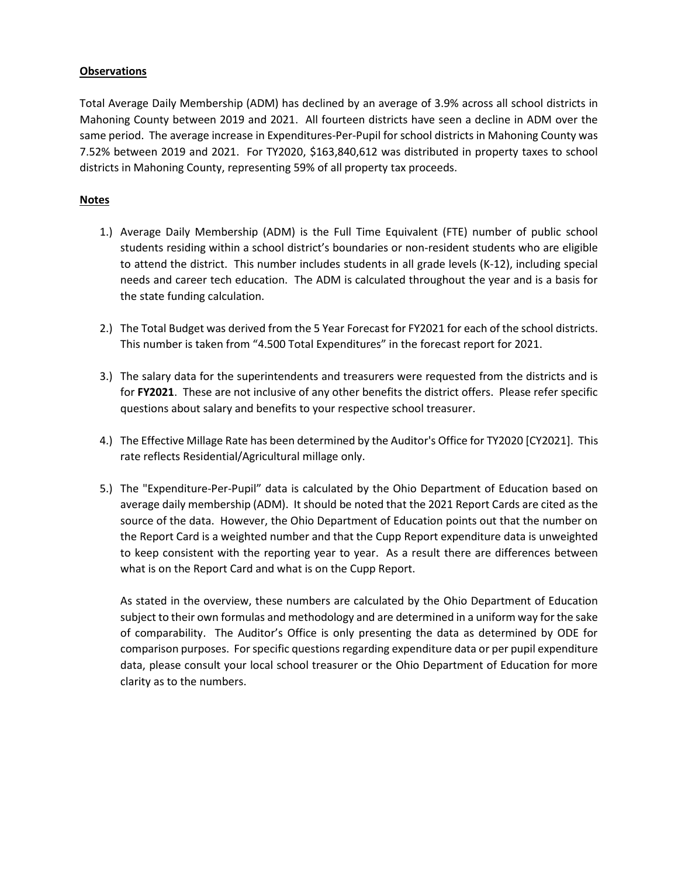**Observations**

Total Average Daily Membership (ADM) has declined by an average of 3.9% across all school districts in Mahoning County between 2019 and 2021. All fourteen districts have seen a decline in ADM over the same period. The average increase in Expenditures-Per-Pupil for school districts in Mahoning County was 7.52% between 2019 and 2021. For TY2020, $163,840,612 was distributed in property taxes to school districts in Mahoning County, representing 59% of all property tax proceeds.

**Notes**

1.) Average Daily Membership (ADM) is the Full Time Equivalent (FTE) number of public school students residing within a school district's boundaries or non-resident students who are eligible to attend the district. This number includes students in all grade levels (K-12), including special needs and career tech education. The ADM is calculated throughout the year and is a basis for the state funding calculation.

2.) The Total Budget was derived from the 5 Year Forecast for FY2021 for each of the school districts. This number is taken from "4.500 Total Expenditures" in the forecast report for 2021.

3.) The salary data for the superintendents and treasurers were requested from the districts and is for **FY2021**. These are not inclusive of any other benefits the district offers. Please refer specific questions about salary and benefits to your respective school treasurer.

4.) The Effective Millage Rate has been determined by the Auditor's Office for TY2020 [CY2021]. This rate reflects Residential/Agricultural millage only.

5.) The "Expenditure-Per-Pupil" data is calculated by the Ohio Department of Education based on average daily membership (ADM). It should be noted that the 2021 Report Cards are cited as the source of the data. However, the Ohio Department of Education points out that the number on the Report Card is a weighted number and that the Cupp Report expenditure data is unweighted to keep consistent with the reporting year to year. As a result there are differences between what is on the Report Card and what is on the Cupp Report.

   As stated in the overview, these numbers are calculated by the Ohio Department of Education subject to their own formulas and methodology and are determined in a uniform way for the sake of comparability. The Auditor's Office is only presenting the data as determined by ODE for comparison purposes. For specific questions regarding expenditure data or per pupil expenditure data, please consult your local school treasurer or the Ohio Department of Education for more clarity as to the numbers.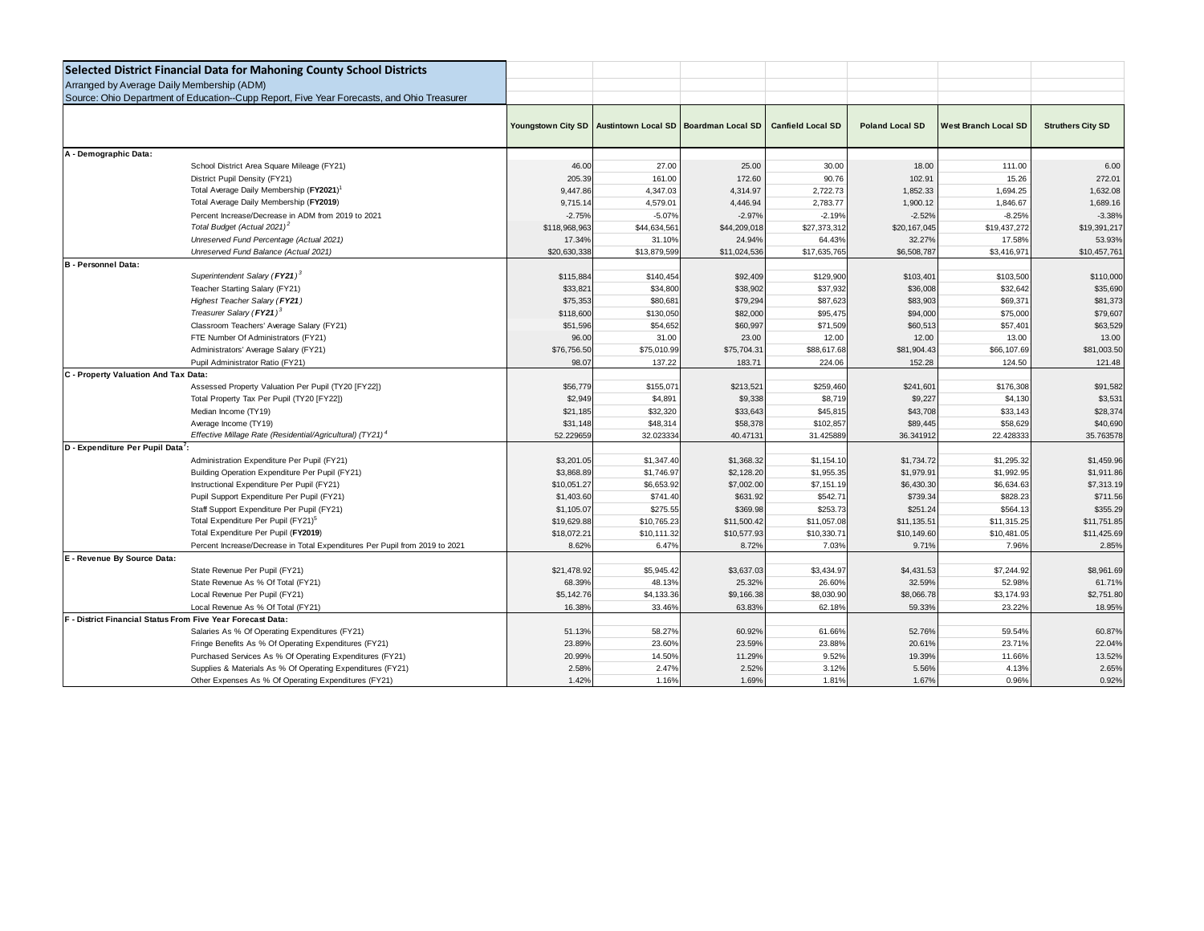**Selected District Financial Data for Mahoning County School Districts**

Arranged by Average Daily Membership (ADM)

Source: Ohio Department of Education--Cupp Report, Five Year Forecasts, and Ohio Treasurer

| | Youngstown City SD | Austintown Local SD | Boardman Local SD | Canfield Local SD | Poland Local SD | West Branch Local SD | Struthers City SD |
|---|---|---|---|---|---|---|---|
| **A - Demographic Data:** | | | | | | | |
| School District Area Square Mileage (FY21) | 46.00 | 27.00 | 25.00 | 30.00 | 18.00 | 111.00 | 6.00 |
| District Pupil Density (FY21) | 205.39 | 161.00 | 172.60 | 90.76 | 102.91 | 15.26 | 272.01 |
| Total Average Daily Membership (**FY2021**)[1] | 9,447.86 | 4,347.03 | 4,314.97 | 2,722.73 | 1,852.33 | 1,694.25 | 1,632.08 |
| Total Average Daily Membership (**FY2019**) | 9,715.14 | 4,579.01 | 4,446.94 | 2,783.77 | 1,900.12 | 1,846.67 | 1,689.16 |
| Percent Increase/Decrease in ADM from 2019 to 2021 | -2.75% | -5.07% | -2.97% | -2.19% | -2.52% | -8.25% | -3.38% |
| *Total Budget (Actual 2021)*[2] | $118,968,963 | $44,634,561 | $44,209,018 | $27,373,312 | $20,167,045 | $19,437,272 | $19,391,217 |
| *Unreserved Fund Percentage (Actual 2021)* | 17.34% | 31.10% | 24.94% | 64.43% | 32.27% | 17.58% | 53.93% |
| *Unreserved Fund Balance (Actual 2021)* | $20,630,338 | $13,879,599 | $11,024,536 | $17,635,765 | $6,508,787 | $3,416,971 | $10,457,761 |
| **B - Personnel Data:** | | | | | | | |
| *Superintendent Salary (**FY21**)*[3] | $115,884 | $140,454 | $92,409 | $129,900 | $103,401 | $103,500 | $110,000 |
| Teacher Starting Salary (FY21) | $33,821 | $34,800 | $38,902 | $37,932 | $36,008 | $32,642 | $35,690 |
| *Highest Teacher Salary (**FY21**)* | $75,353 | $80,681 | $79,294 | $87,623 | $83,903 | $69,371 | $81,373 |
| *Treasurer Salary (**FY21**)*[3] | $118,600 | $130,050 | $82,000 | $95,475 | $94,000 | $75,000 | $79,607 |
| Classroom Teachers' Average Salary (FY21) | $51,596 | $54,652 | $60,997 | $71,509 | $60,513 | $57,401 | $63,529 |
| FTE Number Of Administrators (FY21) | 96.00 | 31.00 | 23.00 | 12.00 | 12.00 | 13.00 | 13.00 |
| Administrators' Average Salary (FY21) | $76,756.50 | $75,010.99 | $75,704.31 | $88,617.68 | $81,904.43 | $66,107.69 | $81,003.50 |
| Pupil Administrator Ratio (FY21) | 98.07 | 137.22 | 183.71 | 224.06 | 152.28 | 124.50 | 121.48 |
| **C - Property Valuation And Tax Data:** | | | | | | | |
| Assessed Property Valuation Per Pupil (TY20 [FY22]) | $56,779 | $155,071 | $213,521 | $259,460 | $241,601 | $176,308 | $91,582 |
| Total Property Tax Per Pupil (TY20 [FY22]) | $2,949 | $4,891 | $9,338 | $8,719 | $9,227 | $4,130 | $3,531 |
| Median Income (TY19) | $21,185 | $32,320 | $33,643 | $45,815 | $43,708 | $33,143 | $28,374 |
| Average Income (TY19) | $31,148 | $48,314 | $58,378 | $102,857 | $89,445 | $58,629 | $40,690 |
| *Effective Millage Rate (Residential/Agricultural) (TY21)*[4] | 52.229659 | 32.023334 | 40.47131 | 31.425889 | 36.341912 | 22.428333 | 35.763578 |
| **D - Expenditure Per Pupil Data**[7]**:** | | | | | | | |
| Administration Expenditure Per Pupil (FY21) | $3,201.05 | $1,347.40 | $1,368.32 | $1,154.10 | $1,734.72 | $1,295.32 | $1,459.96 |
| Building Operation Expenditure Per Pupil (FY21) | $3,868.89 | $1,746.97 | $2,128.20 | $1,955.35 | $1,979.91 | $1,992.95 | $1,911.86 |
| Instructional Expenditure Per Pupil (FY21) | $10,051.27 | $6,653.92 | $7,002.00 | $7,151.19 | $6,430.30 | $6,634.63 | $7,313.19 |
| Pupil Support Expenditure Per Pupil (FY21) | $1,403.60 | $741.40 | $631.92 | $542.71 | $739.34 | $828.23 | $711.56 |
| Staff Support Expenditure Per Pupil (FY21) | $1,105.07 | $275.55 | $369.98 | $253.73 | $251.24 | $564.13 | $355.29 |
| Total Expenditure Per Pupil (FY21)[5] | $19,629.88 | $10,765.23 | $11,500.42 | $11,057.08 | $11,135.51 | $11,315.25 | $11,751.85 |
| Total Expenditure Per Pupil (**FY2019**) | $18,072.21 | $10,111.32 | $10,577.93 | $10,330.71 | $10,149.60 | $10,481.05 | $11,425.69 |
| Percent Increase/Decrease in Total Expenditures Per Pupil from 2019 to 2021 | 8.62% | 6.47% | 8.72% | 7.03% | 9.71% | 7.96% | 2.85% |
| **E - Revenue By Source Data:** | | | | | | | |
| State Revenue Per Pupil (FY21) | $21,478.92 | $5,945.42 | $3,637.03 | $3,434.97 | $4,431.53 | $7,244.92 | $8,961.69 |
| State Revenue As % Of Total (FY21) | 68.39% | 48.13% | 25.32% | 26.60% | 32.59% | 52.98% | 61.71% |
| Local Revenue Per Pupil (FY21) | $5,142.76 | $4,133.36 | $9,166.38 | $8,030.90 | $8,066.78 | $3,174.93 | $2,751.80 |
| Local Revenue As % Of Total (FY21) | 16.38% | 33.46% | 63.83% | 62.18% | 59.33% | 23.22% | 18.95% |
| **F - District Financial Status From Five Year Forecast Data:** | | | | | | | |
| Salaries As % Of Operating Expenditures (FY21) | 51.13% | 58.27% | 60.92% | 61.66% | 52.76% | 59.54% | 60.87% |
| Fringe Benefits As % Of Operating Expenditures (FY21) | 23.89% | 23.60% | 23.59% | 23.88% | 20.61% | 23.71% | 22.04% |
| Purchased Services As % Of Operating Expenditures (FY21) | 20.99% | 14.50% | 11.29% | 9.52% | 19.39% | 11.66% | 13.52% |
| Supplies & Materials As % Of Operating Expenditures (FY21) | 2.58% | 2.47% | 2.52% | 3.12% | 5.56% | 4.13% | 2.65% |
| Other Expenses As % Of Operating Expenditures (FY21) | 1.42% | 1.16% | 1.69% | 1.81% | 1.67% | 0.96% | 0.92% |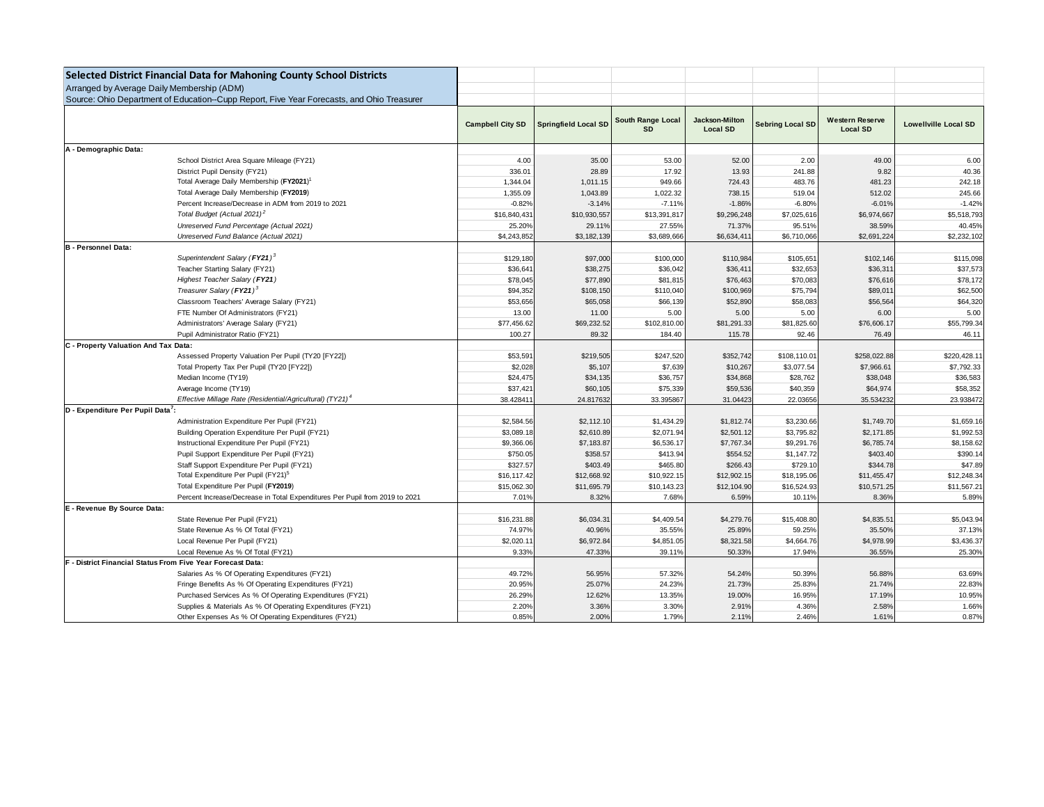**Selected District Financial Data for Mahoning County School Districts**

Arranged by Average Daily Membership (ADM)

Source: Ohio Department of Education--Cupp Report, Five Year Forecasts, and Ohio Treasurer

| | Campbell City SD | Springfield Local SD | South Range Local SD | Jackson-Milton Local SD | Sebring Local SD | Western Reserve Local SD | Lowellville Local SD |
|---|---|---|---|---|---|---|---|
| **A - Demographic Data:** | | | | | | | |
| School District Area Square Mileage (FY21) | 4.00 | 35.00 | 53.00 | 52.00 | 2.00 | 49.00 | 6.00 |
| District Pupil Density (FY21) | 336.01 | 28.89 | 17.92 | 13.93 | 241.88 | 9.82 | 40.36 |
| Total Average Daily Membership (**FY2021**)[1] | 1,344.04 | 1,011.15 | 949.66 | 724.43 | 483.76 | 481.23 | 242.18 |
| Total Average Daily Membership (**FY2019**) | 1,355.09 | 1,043.89 | 1,022.32 | 738.15 | 519.04 | 512.02 | 245.66 |
| Percent Increase/Decrease in ADM from 2019 to 2021 | -0.82% | -3.14% | -7.11% | -1.86% | -6.80% | -6.01% | -1.42% |
| *Total Budget (Actual 2021)*[2] | $16,840,431 | $10,930,557 | $13,391,817 | $9,296,248 | $7,025,616 | $6,974,667 | $5,518,793 |
| *Unreserved Fund Percentage (Actual 2021)* | 25.20% | 29.11% | 27.55% | 71.37% | 95.51% | 38.59% | 40.45% |
| *Unreserved Fund Balance (Actual 2021)* | $4,243,852 | $3,182,139 | $3,689,666 | $6,634,411 | $6,710,066 | $2,691,224 | $2,232,102 |
| **B - Personnel Data:** | | | | | | | |
| *Superintendent Salary (**FY21**)*[3] | $129,180 | $97,000 | $100,000 | $110,984 | $105,651 | $102,146 | $115,098 |
| Teacher Starting Salary (FY21) | $36,641 | $38,275 | $36,042 | $36,411 | $32,653 | $36,311 | $37,573 |
| *Highest Teacher Salary (**FY21**)* | $78,045 | $77,890 | $81,815 | $76,463 | $70,083 | $76,616 | $78,172 |
| *Treasurer Salary (**FY21**)*[3] | $94,352 | $108,150 | $110,040 | $100,969 | $75,794 | $89,011 | $62,500 |
| Classroom Teachers' Average Salary (FY21) | $53,656 | $65,058 | $66,139 | $52,890 | $58,083 | $56,564 | $64,320 |
| FTE Number Of Administrators (FY21) | 13.00 | 11.00 | 5.00 | 5.00 | 5.00 | 6.00 | 5.00 |
| Administrators' Average Salary (FY21) | $77,456.62 | $69,232.52 | $102,810.00 | $81,291.33 | $81,825.60 | $76,606.17 | $55,799.34 |
| Pupil Administrator Ratio (FY21) | 100.27 | 89.32 | 184.40 | 115.78 | 92.46 | 76.49 | 46.11 |
| **C - Property Valuation And Tax Data:** | | | | | | | |
| Assessed Property Valuation Per Pupil (TY20 [FY22]) | $53,591 | $219,505 | $247,520 | $352,742 | $108,110.01 | $258,022.88 | $220,428.11 |
| Total Property Tax Per Pupil (TY20 [FY22]) | $2,028 | $5,107 | $7,639 | $10,267 | $3,077.54 | $7,966.61 | $7,792.33 |
| Median Income (TY19) | $24,475 | $34,135 | $36,757 | $34,868 | $28,762 | $38,048 | $36,583 |
| Average Income (TY19) | $37,421 | $60,105 | $75,339 | $59,536 | $40,359 | $64,974 | $58,352 |
| *Effective Millage Rate (Residential/Agricultural) (TY21)*[4] | 38.428411 | 24.817632 | 33.395867 | 31.04423 | 22.03656 | 35.534232 | 23.938472 |
| **D - Expenditure Per Pupil Data**[7]**:** | | | | | | | |
| Administration Expenditure Per Pupil (FY21) | $2,584.56 | $2,112.10 | $1,434.29 | $1,812.74 | $3,230.66 | $1,749.70 | $1,659.16 |
| Building Operation Expenditure Per Pupil (FY21) | $3,089.18 | $2,610.89 | $2,071.94 | $2,501.12 | $3,795.82 | $2,171.85 | $1,992.53 |
| Instructional Expenditure Per Pupil (FY21) | $9,366.06 | $7,183.87 | $6,536.17 | $7,767.34 | $9,291.76 | $6,785.74 | $8,158.62 |
| Pupil Support Expenditure Per Pupil (FY21) | $750.05 | $358.57 | $413.94 | $554.52 | $1,147.72 | $403.40 | $390.14 |
| Staff Support Expenditure Per Pupil (FY21) | $327.57 | $403.49 | $465.80 | $266.43 | $729.10 | $344.78 | $47.89 |
| Total Expenditure Per Pupil (FY21)[5] | $16,117.42 | $12,668.92 | $10,922.15 | $12,902.15 | $18,195.06 | $11,455.47 | $12,248.34 |
| Total Expenditure Per Pupil (**FY2019**) | $15,062.30 | $11,695.79 | $10,143.23 | $12,104.90 | $16,524.93 | $10,571.25 | $11,567.21 |
| Percent Increase/Decrease in Total Expenditures Per Pupil from 2019 to 2021 | 7.01% | 8.32% | 7.68% | 6.59% | 10.11% | 8.36% | 5.89% |
| **E - Revenue By Source Data:** | | | | | | | |
| State Revenue Per Pupil (FY21) | $16,231.88 | $6,034.31 | $4,409.54 | $4,279.76 | $15,408.80 | $4,835.51 | $5,043.94 |
| State Revenue As % Of Total (FY21) | 74.97% | 40.96% | 35.55% | 25.89% | 59.25% | 35.50% | 37.13% |
| Local Revenue Per Pupil (FY21) | $2,020.11 | $6,972.84 | $4,851.05 | $8,321.58 | $4,664.76 | $4,978.99 | $3,436.37 |
| Local Revenue As % Of Total (FY21) | 9.33% | 47.33% | 39.11% | 50.33% | 17.94% | 36.55% | 25.30% |
| **F - District Financial Status From Five Year Forecast Data:** | | | | | | | |
| Salaries As % Of Operating Expenditures (FY21) | 49.72% | 56.95% | 57.32% | 54.24% | 50.39% | 56.88% | 63.69% |
| Fringe Benefits As % Of Operating Expenditures (FY21) | 20.95% | 25.07% | 24.23% | 21.73% | 25.83% | 21.74% | 22.83% |
| Purchased Services As % Of Operating Expenditures (FY21) | 26.29% | 12.62% | 13.35% | 19.00% | 16.95% | 17.19% | 10.95% |
| Supplies & Materials As % Of Operating Expenditures (FY21) | 2.20% | 3.36% | 3.30% | 2.91% | 4.36% | 2.58% | 1.66% |
| Other Expenses As % Of Operating Expenditures (FY21) | 0.85% | 2.00% | 1.79% | 2.11% | 2.46% | 1.61% | 0.87% |